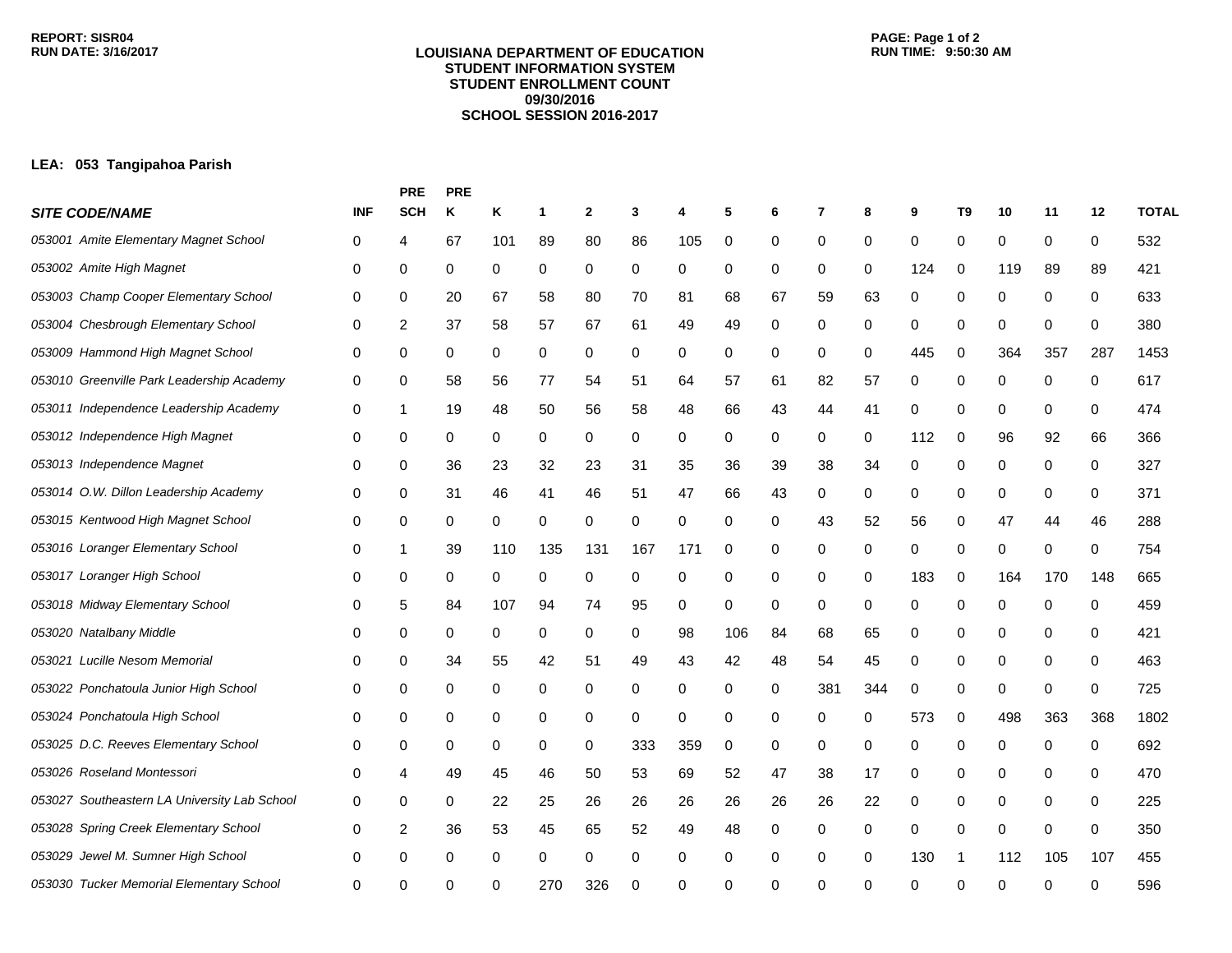REPORT: SISR04
RUN DATE: 3/16/2017

**LOUISIANA DEPARTMENT OF EDUCATION**
**STUDENT INFORMATION SYSTEM**
**STUDENT ENROLLMENT COUNT**
**09/30/2016**
**SCHOOL SESSION 2016-2017**

RUN TIME: 9:50:30 AM

**LEA: 053 Tangipahoa Parish**

| *SITE CODE/NAME* | INF | PRE SCH | PRE K | K | 1 | 2 | 3 | 4 | 5 | 6 | 7 | 8 | 9 | T9 | 10 | 11 | 12 | TOTAL |
|---|---|---|---|---|---|---|---|---|---|---|---|---|---|---|---|---|---|---|
| *053001 Amite Elementary Magnet School* | 0 | 4 | 67 | 101 | 89 | 80 | 86 | 105 | 0 | 0 | 0 | 0 | 0 | 0 | 0 | 0 | 0 | 532 |
| *053002 Amite High Magnet* | 0 | 0 | 0 | 0 | 0 | 0 | 0 | 0 | 0 | 0 | 0 | 0 | 124 | 0 | 119 | 89 | 89 | 421 |
| *053003 Champ Cooper Elementary School* | 0 | 0 | 20 | 67 | 58 | 80 | 70 | 81 | 68 | 67 | 59 | 63 | 0 | 0 | 0 | 0 | 0 | 633 |
| *053004 Chesbrough Elementary School* | 0 | 2 | 37 | 58 | 57 | 67 | 61 | 49 | 49 | 0 | 0 | 0 | 0 | 0 | 0 | 0 | 0 | 380 |
| *053009 Hammond High Magnet School* | 0 | 0 | 0 | 0 | 0 | 0 | 0 | 0 | 0 | 0 | 0 | 0 | 445 | 0 | 364 | 357 | 287 | 1453 |
| *053010 Greenville Park Leadership Academy* | 0 | 0 | 58 | 56 | 77 | 54 | 51 | 64 | 57 | 61 | 82 | 57 | 0 | 0 | 0 | 0 | 0 | 617 |
| *053011 Independence Leadership Academy* | 0 | 1 | 19 | 48 | 50 | 56 | 58 | 48 | 66 | 43 | 44 | 41 | 0 | 0 | 0 | 0 | 0 | 474 |
| *053012 Independence High Magnet* | 0 | 0 | 0 | 0 | 0 | 0 | 0 | 0 | 0 | 0 | 0 | 0 | 112 | 0 | 96 | 92 | 66 | 366 |
| *053013 Independence Magnet* | 0 | 0 | 36 | 23 | 32 | 23 | 31 | 35 | 36 | 39 | 38 | 34 | 0 | 0 | 0 | 0 | 0 | 327 |
| *053014 O.W. Dillon Leadership Academy* | 0 | 0 | 31 | 46 | 41 | 46 | 51 | 47 | 66 | 43 | 0 | 0 | 0 | 0 | 0 | 0 | 0 | 371 |
| *053015 Kentwood High Magnet School* | 0 | 0 | 0 | 0 | 0 | 0 | 0 | 0 | 0 | 0 | 43 | 52 | 56 | 0 | 47 | 44 | 46 | 288 |
| *053016 Loranger Elementary School* | 0 | 1 | 39 | 110 | 135 | 131 | 167 | 171 | 0 | 0 | 0 | 0 | 0 | 0 | 0 | 0 | 0 | 754 |
| *053017 Loranger High School* | 0 | 0 | 0 | 0 | 0 | 0 | 0 | 0 | 0 | 0 | 0 | 0 | 183 | 0 | 164 | 170 | 148 | 665 |
| *053018 Midway Elementary School* | 0 | 5 | 84 | 107 | 94 | 74 | 95 | 0 | 0 | 0 | 0 | 0 | 0 | 0 | 0 | 0 | 0 | 459 |
| *053020 Natalbany Middle* | 0 | 0 | 0 | 0 | 0 | 0 | 0 | 98 | 106 | 84 | 68 | 65 | 0 | 0 | 0 | 0 | 0 | 421 |
| *053021 Lucille Nesom Memorial* | 0 | 0 | 34 | 55 | 42 | 51 | 49 | 43 | 42 | 48 | 54 | 45 | 0 | 0 | 0 | 0 | 0 | 463 |
| *053022 Ponchatoula Junior High School* | 0 | 0 | 0 | 0 | 0 | 0 | 0 | 0 | 0 | 0 | 381 | 344 | 0 | 0 | 0 | 0 | 0 | 725 |
| *053024 Ponchatoula High School* | 0 | 0 | 0 | 0 | 0 | 0 | 0 | 0 | 0 | 0 | 0 | 0 | 573 | 0 | 498 | 363 | 368 | 1802 |
| *053025 D.C. Reeves Elementary School* | 0 | 0 | 0 | 0 | 0 | 0 | 333 | 359 | 0 | 0 | 0 | 0 | 0 | 0 | 0 | 0 | 0 | 692 |
| *053026 Roseland Montessori* | 0 | 4 | 49 | 45 | 46 | 50 | 53 | 69 | 52 | 47 | 38 | 17 | 0 | 0 | 0 | 0 | 0 | 470 |
| *053027 Southeastern LA University Lab School* | 0 | 0 | 0 | 22 | 25 | 26 | 26 | 26 | 26 | 26 | 26 | 22 | 0 | 0 | 0 | 0 | 0 | 225 |
| *053028 Spring Creek Elementary School* | 0 | 2 | 36 | 53 | 45 | 65 | 52 | 49 | 48 | 0 | 0 | 0 | 0 | 0 | 0 | 0 | 0 | 350 |
| *053029 Jewel M. Sumner High School* | 0 | 0 | 0 | 0 | 0 | 0 | 0 | 0 | 0 | 0 | 0 | 0 | 130 | 1 | 112 | 105 | 107 | 455 |
| *053030 Tucker Memorial Elementary School* | 0 | 0 | 0 | 0 | 270 | 326 | 0 | 0 | 0 | 0 | 0 | 0 | 0 | 0 | 0 | 0 | 0 | 596 |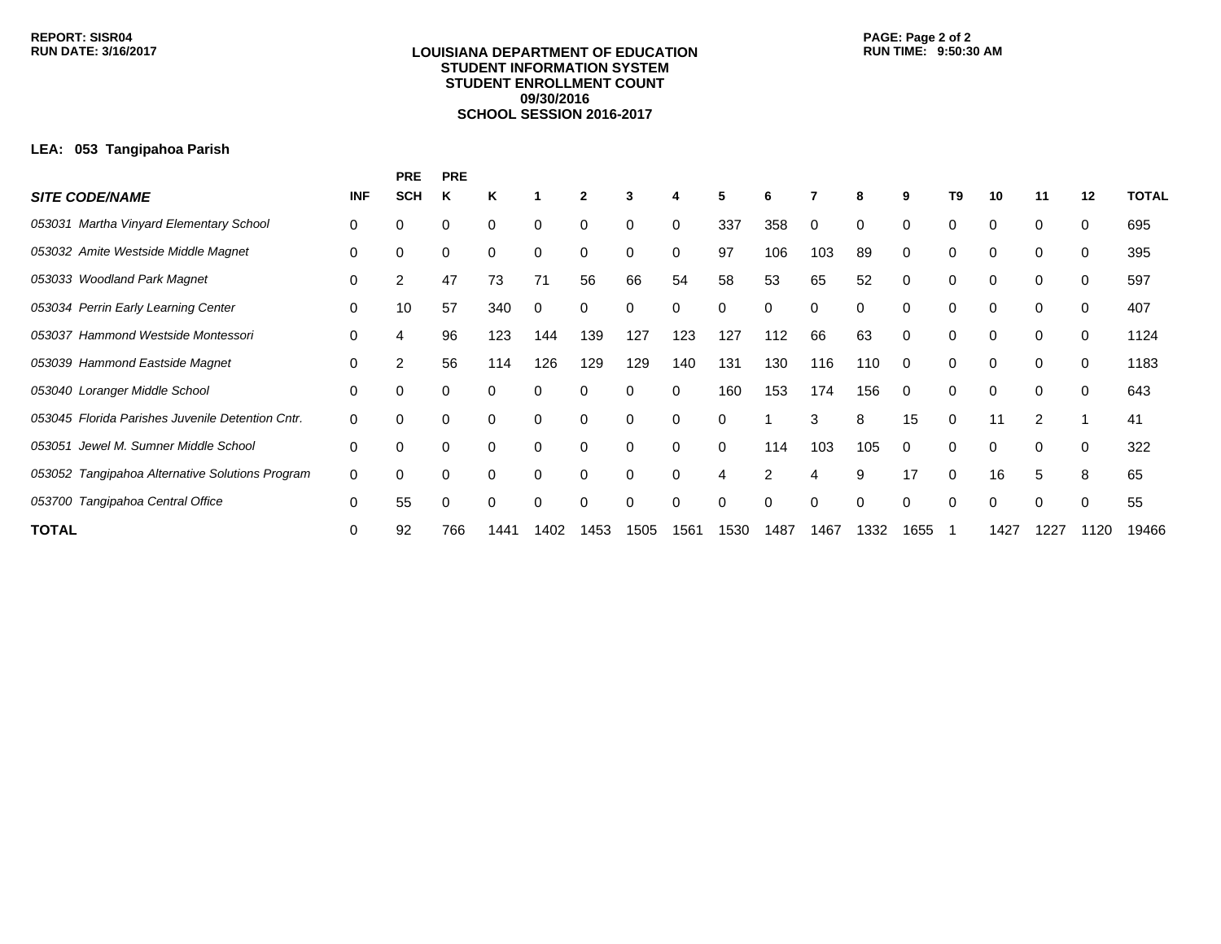REPORT: SISR04
RUN DATE: 3/16/2017

**LOUISIANA DEPARTMENT OF EDUCATION**
**STUDENT INFORMATION SYSTEM**
**STUDENT ENROLLMENT COUNT**
**09/30/2016**
**SCHOOL SESSION 2016-2017**

RUN TIME: 9:50:30 AM

**LEA: 053 Tangipahoa Parish**

| *SITE CODE/NAME* | INF | PRE SCH | PRE K | K | 1 | 2 | 3 | 4 | 5 | 6 | 7 | 8 | 9 | T9 | 10 | 11 | 12 | TOTAL |
|---|---|---|---|---|---|---|---|---|---|---|---|---|---|---|---|---|---|---|
| *053031 Martha Vinyard Elementary School* | 0 | 0 | 0 | 0 | 0 | 0 | 0 | 0 | 337 | 358 | 0 | 0 | 0 | 0 | 0 | 0 | 0 | 695 |
| *053032 Amite Westside Middle Magnet* | 0 | 0 | 0 | 0 | 0 | 0 | 0 | 0 | 97 | 106 | 103 | 89 | 0 | 0 | 0 | 0 | 0 | 395 |
| *053033 Woodland Park Magnet* | 0 | 2 | 47 | 73 | 71 | 56 | 66 | 54 | 58 | 53 | 65 | 52 | 0 | 0 | 0 | 0 | 0 | 597 |
| *053034 Perrin Early Learning Center* | 0 | 10 | 57 | 340 | 0 | 0 | 0 | 0 | 0 | 0 | 0 | 0 | 0 | 0 | 0 | 0 | 0 | 407 |
| *053037 Hammond Westside Montessori* | 0 | 4 | 96 | 123 | 144 | 139 | 127 | 123 | 127 | 112 | 66 | 63 | 0 | 0 | 0 | 0 | 0 | 1124 |
| *053039 Hammond Eastside Magnet* | 0 | 2 | 56 | 114 | 126 | 129 | 129 | 140 | 131 | 130 | 116 | 110 | 0 | 0 | 0 | 0 | 0 | 1183 |
| *053040 Loranger Middle School* | 0 | 0 | 0 | 0 | 0 | 0 | 0 | 0 | 160 | 153 | 174 | 156 | 0 | 0 | 0 | 0 | 0 | 643 |
| *053045 Florida Parishes Juvenile Detention Cntr.* | 0 | 0 | 0 | 0 | 0 | 0 | 0 | 0 | 0 | 1 | 3 | 8 | 15 | 0 | 11 | 2 | 1 | 41 |
| *053051 Jewel M. Sumner Middle School* | 0 | 0 | 0 | 0 | 0 | 0 | 0 | 0 | 0 | 114 | 103 | 105 | 0 | 0 | 0 | 0 | 0 | 322 |
| *053052 Tangipahoa Alternative Solutions Program* | 0 | 0 | 0 | 0 | 0 | 0 | 0 | 0 | 4 | 2 | 4 | 9 | 17 | 0 | 16 | 5 | 8 | 65 |
| *053700 Tangipahoa Central Office* | 0 | 55 | 0 | 0 | 0 | 0 | 0 | 0 | 0 | 0 | 0 | 0 | 0 | 0 | 0 | 0 | 0 | 55 |
| **TOTAL** | 0 | 92 | 766 | 1441 | 1402 | 1453 | 1505 | 1561 | 1530 | 1487 | 1467 | 1332 | 1655 | 1 | 1427 | 1227 | 1120 | 19466 |